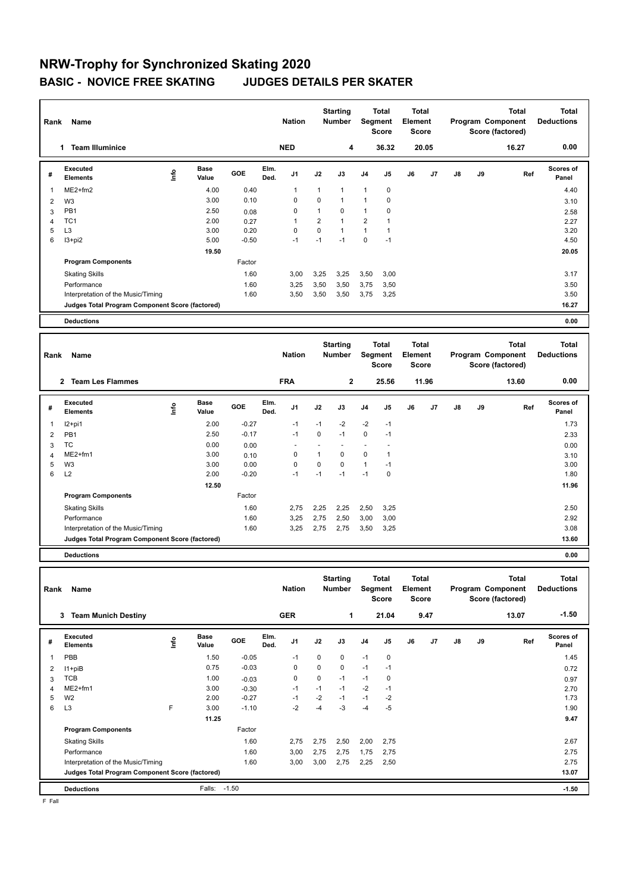# NRW-Trophy for Synchronized Skating 2020

## BASIC - NOVICE FREE SKATING JUDGES DETAILS PER SKATER

| Rank | Name | Nation | Starting Number | Total Segment Score | Total Element Score | Total Program Component Score (factored) | Total Deductions |
|---|---|---|---|---|---|---|---|
| 1 | Team Illuminice | NED | 4 | 36.32 | 20.05 | 16.27 | 0.00 |

| # | Executed Elements | Info | Base Value | GOE | Elm. Ded. | J1 | J2 | J3 | J4 | J5 | J6 | J7 | J8 | J9 | Ref | Scores of Panel |
|---|---|---|---|---|---|---|---|---|---|---|---|---|---|---|---|---|
| 1 | ME2+fm2 | | 4.00 | 0.40 | | 1 | 1 | 1 | 1 | 0 | | | | | | 4.40 |
| 2 | W3 | | 3.00 | 0.10 | | 0 | 0 | 1 | 1 | 0 | | | | | | 3.10 |
| 3 | PB1 | | 2.50 | 0.08 | | 0 | 1 | 0 | 1 | 0 | | | | | | 2.58 |
| 4 | TC1 | | 2.00 | 0.27 | | 1 | 2 | 1 | 2 | 1 | | | | | | 2.27 |
| 5 | L3 | | 3.00 | 0.20 | | 0 | 0 | 1 | 1 | 1 | | | | | | 3.20 |
| 6 | I3+pi2 | | 5.00 | -0.50 | | -1 | -1 | -1 | 0 | -1 | | | | | | 4.50 |
| | | | 19.50 | | | | | | | | | | | | | 20.05 |

| Program Components | Factor | J1 | J2 | J3 | J4 | J5 | J6 | J7 | J8 | J9 | Scores of Panel |
|---|---|---|---|---|---|---|---|---|---|---|---|
| Skating Skills | 1.60 | 3,00 | 3,25 | 3,25 | 3,50 | 3,00 | | | | | 3.17 |
| Performance | 1.60 | 3,25 | 3,50 | 3,50 | 3,75 | 3,50 | | | | | 3.50 |
| Interpretation of the Music/Timing | 1.60 | 3,50 | 3,50 | 3,50 | 3,75 | 3,25 | | | | | 3.50 |
| Judges Total Program Component Score (factored) | | | | | | | | | | | 16.27 |

| Deductions | 0.00 |
|---|---|

| Rank | Name | Nation | Starting Number | Total Segment Score | Total Element Score | Total Program Component Score (factored) | Total Deductions |
|---|---|---|---|---|---|---|---|
| 2 | Team Les Flammes | FRA | 2 | 25.56 | 11.96 | 13.60 | 0.00 |

| # | Executed Elements | Info | Base Value | GOE | Elm. Ded. | J1 | J2 | J3 | J4 | J5 | J6 | J7 | J8 | J9 | Ref | Scores of Panel |
|---|---|---|---|---|---|---|---|---|---|---|---|---|---|---|---|---|
| 1 | I2+pi1 | | 2.00 | -0.27 | | -1 | -1 | -2 | -2 | -1 | | | | | | 1.73 |
| 2 | PB1 | | 2.50 | -0.17 | | -1 | 0 | -1 | 0 | -1 | | | | | | 2.33 |
| 3 | TC | | 0.00 | 0.00 | | - | - | - | - | - | | | | | | 0.00 |
| 4 | ME2+fm1 | | 3.00 | 0.10 | | 0 | 1 | 0 | 0 | 1 | | | | | | 3.10 |
| 5 | W3 | | 3.00 | 0.00 | | 0 | 0 | 0 | 1 | -1 | | | | | | 3.00 |
| 6 | L2 | | 2.00 | -0.20 | | -1 | -1 | -1 | -1 | 0 | | | | | | 1.80 |
| | | | 12.50 | | | | | | | | | | | | | 11.96 |

| Program Components | Factor | J1 | J2 | J3 | J4 | J5 | J6 | J7 | J8 | J9 | Scores of Panel |
|---|---|---|---|---|---|---|---|---|---|---|---|
| Skating Skills | 1.60 | 2,75 | 2,25 | 2,25 | 2,50 | 3,25 | | | | | 2.50 |
| Performance | 1.60 | 3,25 | 2,75 | 2,50 | 3,00 | 3,00 | | | | | 2.92 |
| Interpretation of the Music/Timing | 1.60 | 3,25 | 2,75 | 2,75 | 3,50 | 3,25 | | | | | 3.08 |
| Judges Total Program Component Score (factored) | | | | | | | | | | | 13.60 |

| Deductions | 0.00 |
|---|---|

| Rank | Name | Nation | Starting Number | Total Segment Score | Total Element Score | Total Program Component Score (factored) | Total Deductions |
|---|---|---|---|---|---|---|---|
| 3 | Team Munich Destiny | GER | 1 | 21.04 | 9.47 | 13.07 | -1.50 |

| # | Executed Elements | Info | Base Value | GOE | Elm. Ded. | J1 | J2 | J3 | J4 | J5 | J6 | J7 | J8 | J9 | Ref | Scores of Panel |
|---|---|---|---|---|---|---|---|---|---|---|---|---|---|---|---|---|
| 1 | PBB | | 1.50 | -0.05 | | -1 | 0 | 0 | -1 | 0 | | | | | | 1.45 |
| 2 | I1+piB | | 0.75 | -0.03 | | 0 | 0 | 0 | -1 | -1 | | | | | | 0.72 |
| 3 | TCB | | 1.00 | -0.03 | | 0 | 0 | -1 | -1 | 0 | | | | | | 0.97 |
| 4 | ME2+fm1 | | 3.00 | -0.30 | | -1 | -1 | -1 | -2 | -1 | | | | | | 2.70 |
| 5 | W2 | | 2.00 | -0.27 | | -1 | -2 | -1 | -1 | -2 | | | | | | 1.73 |
| 6 | L3 | F | 3.00 | -1.10 | | -2 | -4 | -3 | -4 | -5 | | | | | | 1.90 |
| | | | 11.25 | | | | | | | | | | | | | 9.47 |

| Program Components | Factor | J1 | J2 | J3 | J4 | J5 | J6 | J7 | J8 | J9 | Scores of Panel |
|---|---|---|---|---|---|---|---|---|---|---|---|
| Skating Skills | 1.60 | 2,75 | 2,75 | 2,50 | 2,00 | 2,75 | | | | | 2.67 |
| Performance | 1.60 | 3,00 | 2,75 | 2,75 | 1,75 | 2,75 | | | | | 2.75 |
| Interpretation of the Music/Timing | 1.60 | 3,00 | 3,00 | 2,75 | 2,25 | 2,50 | | | | | 2.75 |
| Judges Total Program Component Score (factored) | | | | | | | | | | | 13.07 |

| Deductions | Falls: -1.50 | -1.50 |
|---|---|---|

F Fall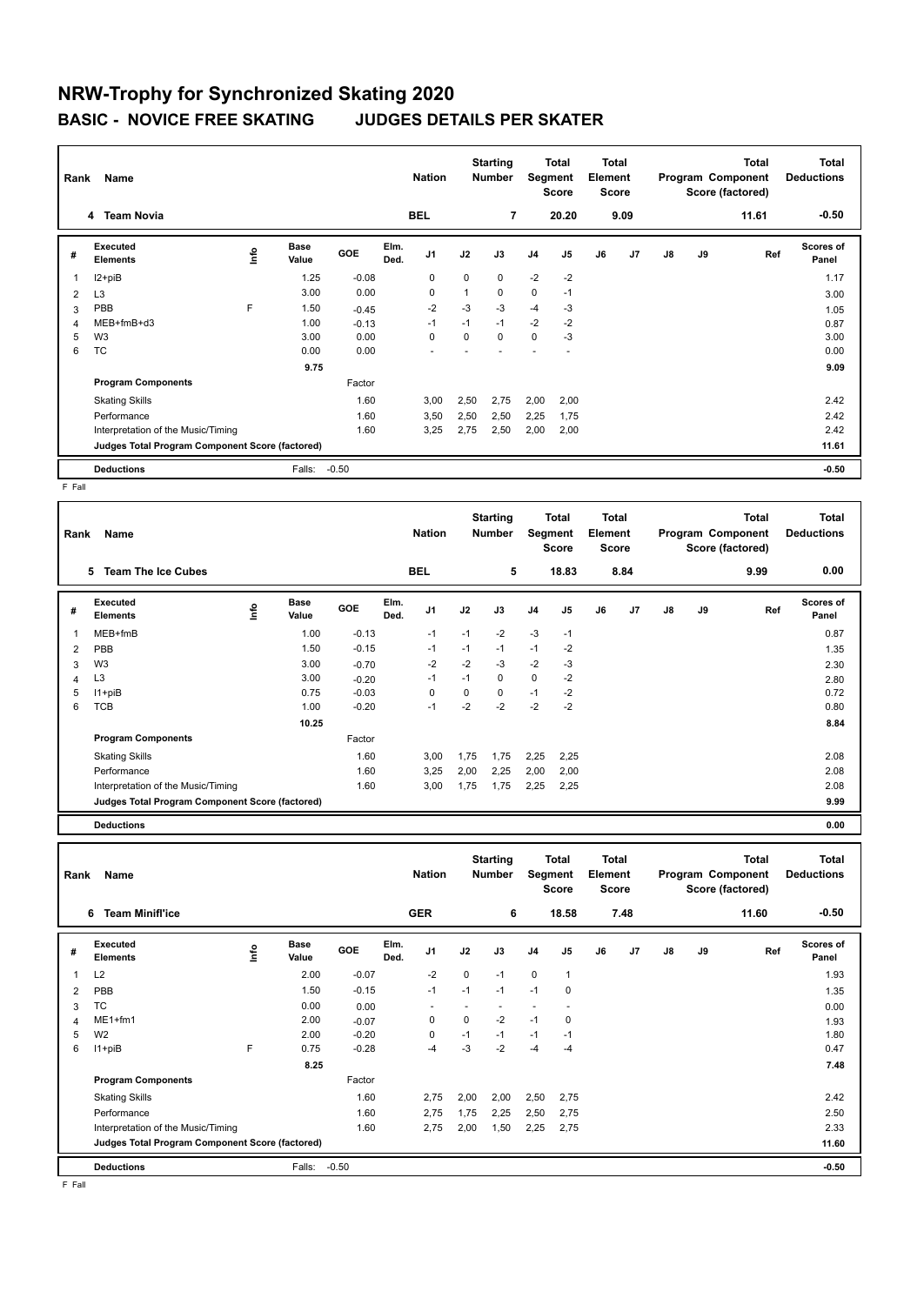# NRW-Trophy for Synchronized Skating 2020

## BASIC - NOVICE FREE SKATING JUDGES DETAILS PER SKATER

| Rank | Name | Nation | Starting Number | Total Segment Score | Total Element Score | Total Program Component Score (factored) | Total Deductions |
|---|---|---|---|---|---|---|---|
| 4 | Team Novia | BEL | 7 | 20.20 | 9.09 | 11.61 | -0.50 |

| # | Executed Elements | Info | Base Value | GOE | Elm. Ded. | J1 | J2 | J3 | J4 | J5 | J6 | J7 | J8 | J9 | Ref | Scores of Panel |
|---|---|---|---|---|---|---|---|---|---|---|---|---|---|---|---|---|
| 1 | I2+piB | | 1.25 | -0.08 | | 0 | 0 | 0 | -2 | -2 | | | | | | 1.17 |
| 2 | L3 | | 3.00 | 0.00 | | 0 | 1 | 0 | 0 | -1 | | | | | | 3.00 |
| 3 | PBB | F | 1.50 | -0.45 | | -2 | -3 | -3 | -4 | -3 | | | | | | 1.05 |
| 4 | MEB+fmB+d3 | | 1.00 | -0.13 | | -1 | -1 | -1 | -2 | -2 | | | | | | 0.87 |
| 5 | W3 | | 3.00 | 0.00 | | 0 | 0 | 0 | 0 | -3 | | | | | | 3.00 |
| 6 | TC | | 0.00 | 0.00 | | - | - | - | - | - | | | | | | 0.00 |
| | | | 9.75 | | | | | | | | | | | | | 9.09 |
| | **Program Components** | | | Factor | | | | | | | | | | | | |
| | Skating Skills | | | 1.60 | | 3,00 | 2,50 | 2,75 | 2,00 | 2,00 | | | | | | 2.42 |
| | Performance | | | 1.60 | | 3,50 | 2,50 | 2,50 | 2,25 | 1,75 | | | | | | 2.42 |
| | Interpretation of the Music/Timing | | | 1.60 | | 3,25 | 2,75 | 2,50 | 2,00 | 2,00 | | | | | | 2.42 |
| | **Judges Total Program Component Score (factored)** | | | | | | | | | | | | | | | 11.61 |
| | **Deductions** | | Falls: | -0.50 | | | | | | | | | | | | -0.50 |

F Fall

| Rank | Name | Nation | Starting Number | Total Segment Score | Total Element Score | Total Program Component Score (factored) | Total Deductions |
|---|---|---|---|---|---|---|---|
| 5 | Team The Ice Cubes | BEL | 5 | 18.83 | 8.84 | 9.99 | 0.00 |

| # | Executed Elements | Info | Base Value | GOE | Elm. Ded. | J1 | J2 | J3 | J4 | J5 | J6 | J7 | J8 | J9 | Ref | Scores of Panel |
|---|---|---|---|---|---|---|---|---|---|---|---|---|---|---|---|---|
| 1 | MEB+fmB | | 1.00 | -0.13 | | -1 | -1 | -2 | -3 | -1 | | | | | | 0.87 |
| 2 | PBB | | 1.50 | -0.15 | | -1 | -1 | -1 | -1 | -2 | | | | | | 1.35 |
| 3 | W3 | | 3.00 | -0.70 | | -2 | -2 | -3 | -2 | -3 | | | | | | 2.30 |
| 4 | L3 | | 3.00 | -0.20 | | -1 | -1 | 0 | 0 | -2 | | | | | | 2.80 |
| 5 | I1+piB | | 0.75 | -0.03 | | 0 | 0 | 0 | -1 | -2 | | | | | | 0.72 |
| 6 | TCB | | 1.00 | -0.20 | | -1 | -2 | -2 | -2 | -2 | | | | | | 0.80 |
| | | | 10.25 | | | | | | | | | | | | | 8.84 |
| | **Program Components** | | | Factor | | | | | | | | | | | | |
| | Skating Skills | | | 1.60 | | 3,00 | 1,75 | 1,75 | 2,25 | 2,25 | | | | | | 2.08 |
| | Performance | | | 1.60 | | 3,25 | 2,00 | 2,25 | 2,00 | 2,00 | | | | | | 2.08 |
| | Interpretation of the Music/Timing | | | 1.60 | | 3,00 | 1,75 | 1,75 | 2,25 | 2,25 | | | | | | 2.08 |
| | **Judges Total Program Component Score (factored)** | | | | | | | | | | | | | | | 9.99 |
| | **Deductions** | | | | | | | | | | | | | | | 0.00 |

| Rank | Name | Nation | Starting Number | Total Segment Score | Total Element Score | Total Program Component Score (factored) | Total Deductions |
|---|---|---|---|---|---|---|---|
| 6 | Team Minifl'ice | GER | 6 | 18.58 | 7.48 | 11.60 | -0.50 |

| # | Executed Elements | Info | Base Value | GOE | Elm. Ded. | J1 | J2 | J3 | J4 | J5 | J6 | J7 | J8 | J9 | Ref | Scores of Panel |
|---|---|---|---|---|---|---|---|---|---|---|---|---|---|---|---|---|
| 1 | L2 | | 2.00 | -0.07 | | -2 | 0 | -1 | 0 | 1 | | | | | | 1.93 |
| 2 | PBB | | 1.50 | -0.15 | | -1 | -1 | -1 | -1 | 0 | | | | | | 1.35 |
| 3 | TC | | 0.00 | 0.00 | | - | - | - | - | - | | | | | | 0.00 |
| 4 | ME1+fm1 | | 2.00 | -0.07 | | 0 | 0 | -2 | -1 | 0 | | | | | | 1.93 |
| 5 | W2 | | 2.00 | -0.20 | | 0 | -1 | -1 | -1 | -1 | | | | | | 1.80 |
| 6 | I1+piB | F | 0.75 | -0.28 | | -4 | -3 | -2 | -4 | -4 | | | | | | 0.47 |
| | | | 8.25 | | | | | | | | | | | | | 7.48 |
| | **Program Components** | | | Factor | | | | | | | | | | | | |
| | Skating Skills | | | 1.60 | | 2,75 | 2,00 | 2,00 | 2,50 | 2,75 | | | | | | 2.42 |
| | Performance | | | 1.60 | | 2,75 | 1,75 | 2,25 | 2,50 | 2,75 | | | | | | 2.50 |
| | Interpretation of the Music/Timing | | | 1.60 | | 2,75 | 2,00 | 1,50 | 2,25 | 2,75 | | | | | | 2.33 |
| | **Judges Total Program Component Score (factored)** | | | | | | | | | | | | | | | 11.60 |
| | **Deductions** | | Falls: | -0.50 | | | | | | | | | | | | -0.50 |

F Fall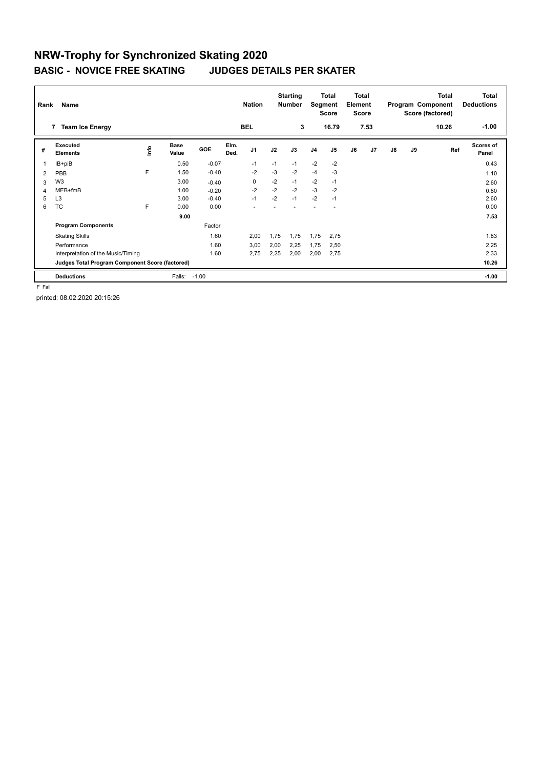# NRW-Trophy for Synchronized Skating 2020

## BASIC - NOVICE FREE SKATING JUDGES DETAILS PER SKATER

| Rank | Name | Nation | Starting Number | Total Segment Score | Total Element Score | Total Program Component Score (factored) | Total Deductions |
|---|---|---|---|---|---|---|---|
| 7 | Team Ice Energy | BEL | 3 | 16.79 | 7.53 | 10.26 | -1.00 |

| # | Executed Elements | Info | Base Value | GOE | Elm. Ded. | J1 | J2 | J3 | J4 | J5 | J6 | J7 | J8 | J9 | Ref | Scores of Panel |
|---|---|---|---|---|---|---|---|---|---|---|---|---|---|---|---|---|
| 1 | IB+piB | | 0.50 | -0.07 | | -1 | -1 | -1 | -2 | -2 | | | | | | 0.43 |
| 2 | PBB | F | 1.50 | -0.40 | | -2 | -3 | -2 | -4 | -3 | | | | | | 1.10 |
| 3 | W3 | | 3.00 | -0.40 | | 0 | -2 | -1 | -2 | -1 | | | | | | 2.60 |
| 4 | MEB+fmB | | 1.00 | -0.20 | | -2 | -2 | -2 | -3 | -2 | | | | | | 0.80 |
| 5 | L3 | | 3.00 | -0.40 | | -1 | -2 | -1 | -2 | -1 | | | | | | 2.60 |
| 6 | TC | F | 0.00 | 0.00 | | - | - | - | - | - | | | | | | 0.00 |
| | | | 9.00 | | | | | | | | | | | | | 7.53 |
| | **Program Components** | | | Factor | | | | | | | | | | | | |
| | Skating Skills | | | 1.60 | | 2,00 | 1,75 | 1,75 | 1,75 | 2,75 | | | | | | 1.83 |
| | Performance | | | 1.60 | | 3,00 | 2,00 | 2,25 | 1,75 | 2,50 | | | | | | 2.25 |
| | Interpretation of the Music/Timing | | | 1.60 | | 2,75 | 2,25 | 2,00 | 2,00 | 2,75 | | | | | | 2.33 |
| | **Judges Total Program Component Score (factored)** | | | | | | | | | | | | | | | 10.26 |
| | **Deductions** | | Falls: | -1.00 | | | | | | | | | | | | -1.00 |

F Fall

printed: 08.02.2020 20:15:26